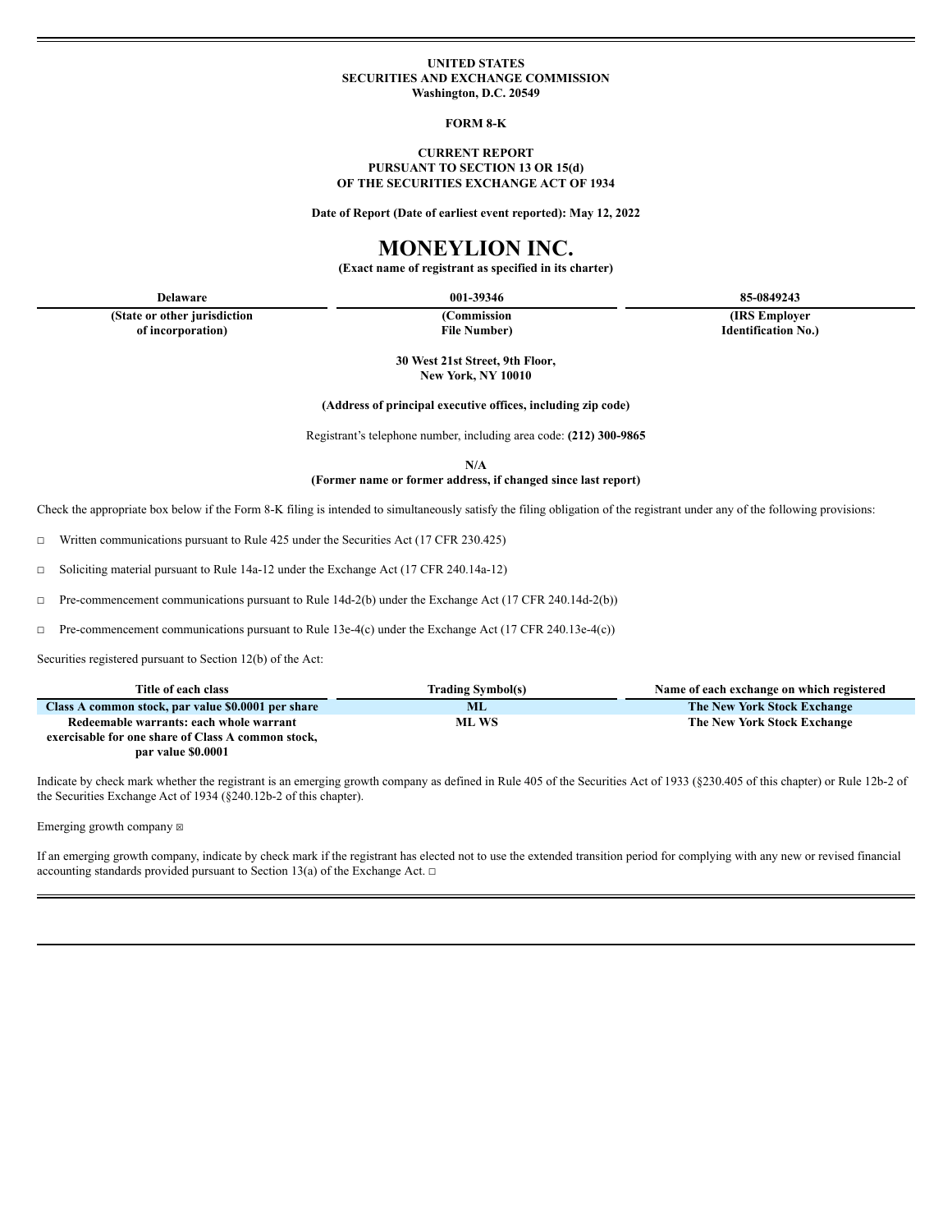**UNITED STATES**
**SECURITIES AND EXCHANGE COMMISSION**
**Washington, D.C. 20549**

**FORM 8-K**

**CURRENT REPORT**
**PURSUANT TO SECTION 13 OR 15(d)**
**OF THE SECURITIES EXCHANGE ACT OF 1934**

**Date of Report (Date of earliest event reported): May 12, 2022**

# MONEYLION INC.

**(Exact name of registrant as specified in its charter)**

| Delaware | 001-39346 | 85-0849243 |
|---|---|---|
| **(State or other jurisdiction of incorporation)** | **(Commission File Number)** | **(IRS Employer Identification No.)** |

**30 West 21st Street, 9th Floor,**
**New York, NY 10010**

**(Address of principal executive offices, including zip code)**

Registrant's telephone number, including area code: **(212) 300-9865**

**N/A**
**(Former name or former address, if changed since last report)**

Check the appropriate box below if the Form 8-K filing is intended to simultaneously satisfy the filing obligation of the registrant under any of the following provisions:

☐ Written communications pursuant to Rule 425 under the Securities Act (17 CFR 230.425)

☐ Soliciting material pursuant to Rule 14a-12 under the Exchange Act (17 CFR 240.14a-12)

☐ Pre-commencement communications pursuant to Rule 14d-2(b) under the Exchange Act (17 CFR 240.14d-2(b))

☐ Pre-commencement communications pursuant to Rule 13e-4(c) under the Exchange Act (17 CFR 240.13e-4(c))

Securities registered pursuant to Section 12(b) of the Act:

| Title of each class | Trading Symbol(s) | Name of each exchange on which registered |
|---|---|---|
| **Class A common stock, par value $0.0001 per share** | **ML** | **The New York Stock Exchange** |
| **Redeemable warrants: each whole warrant exercisable for one share of Class A common stock, par value $0.0001** | **ML WS** | **The New York Stock Exchange** |

Indicate by check mark whether the registrant is an emerging growth company as defined in Rule 405 of the Securities Act of 1933 (§230.405 of this chapter) or Rule 12b-2 of the Securities Exchange Act of 1934 (§240.12b-2 of this chapter).

Emerging growth company ☒

If an emerging growth company, indicate by check mark if the registrant has elected not to use the extended transition period for complying with any new or revised financial accounting standards provided pursuant to Section 13(a) of the Exchange Act. ☐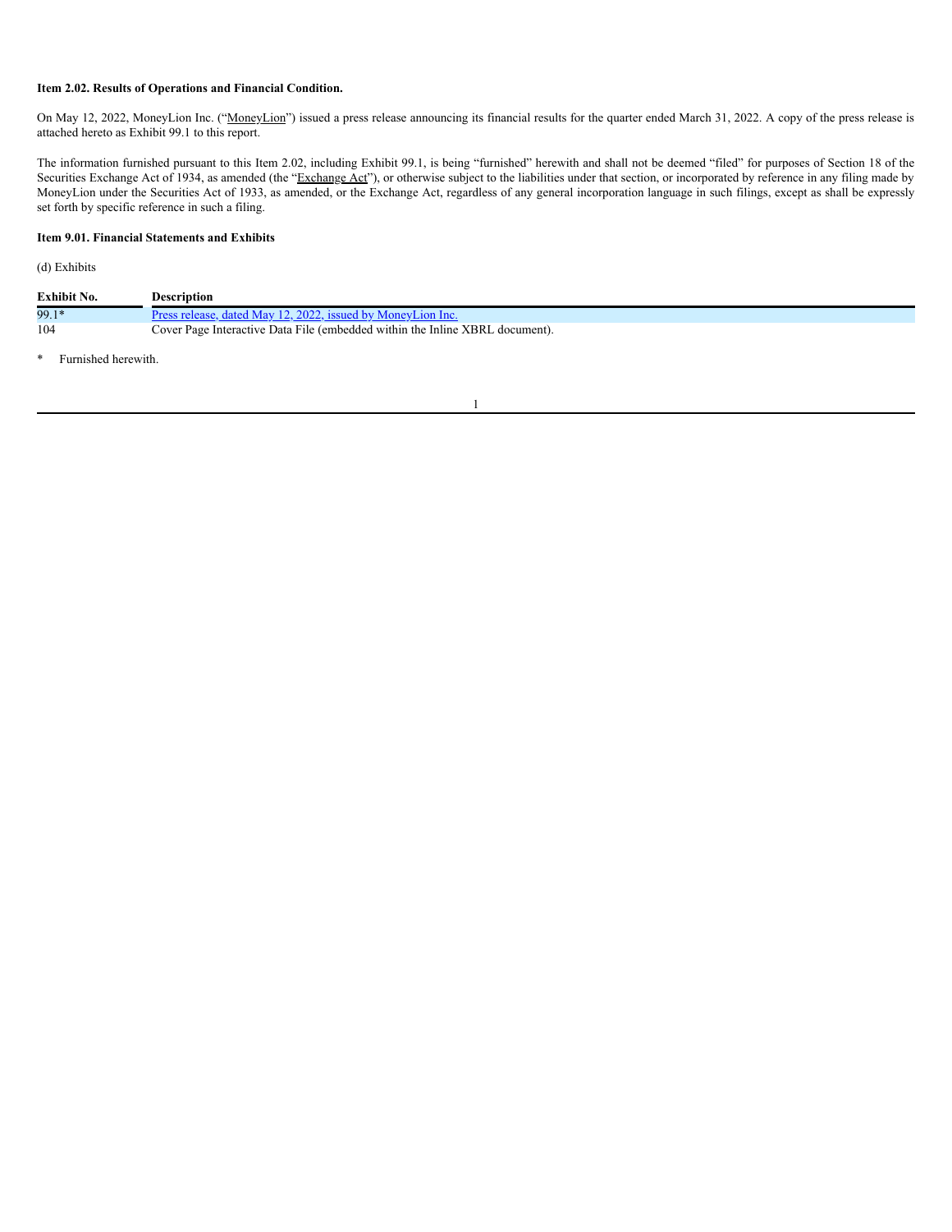**Item 2.02. Results of Operations and Financial Condition.**

On May 12, 2022, MoneyLion Inc. ("MoneyLion") issued a press release announcing its financial results for the quarter ended March 31, 2022. A copy of the press release is attached hereto as Exhibit 99.1 to this report.

The information furnished pursuant to this Item 2.02, including Exhibit 99.1, is being "furnished" herewith and shall not be deemed "filed" for purposes of Section 18 of the Securities Exchange Act of 1934, as amended (the "Exchange Act"), or otherwise subject to the liabilities under that section, or incorporated by reference in any filing made by MoneyLion under the Securities Act of 1933, as amended, or the Exchange Act, regardless of any general incorporation language in such filings, except as shall be expressly set forth by specific reference in such a filing.

**Item 9.01. Financial Statements and Exhibits**

(d) Exhibits

| Exhibit No. | Description |
|---|---|
| 99.1* | Press release, dated May 12, 2022, issued by MoneyLion Inc. |
| 104 | Cover Page Interactive Data File (embedded within the Inline XBRL document). |

\* Furnished herewith.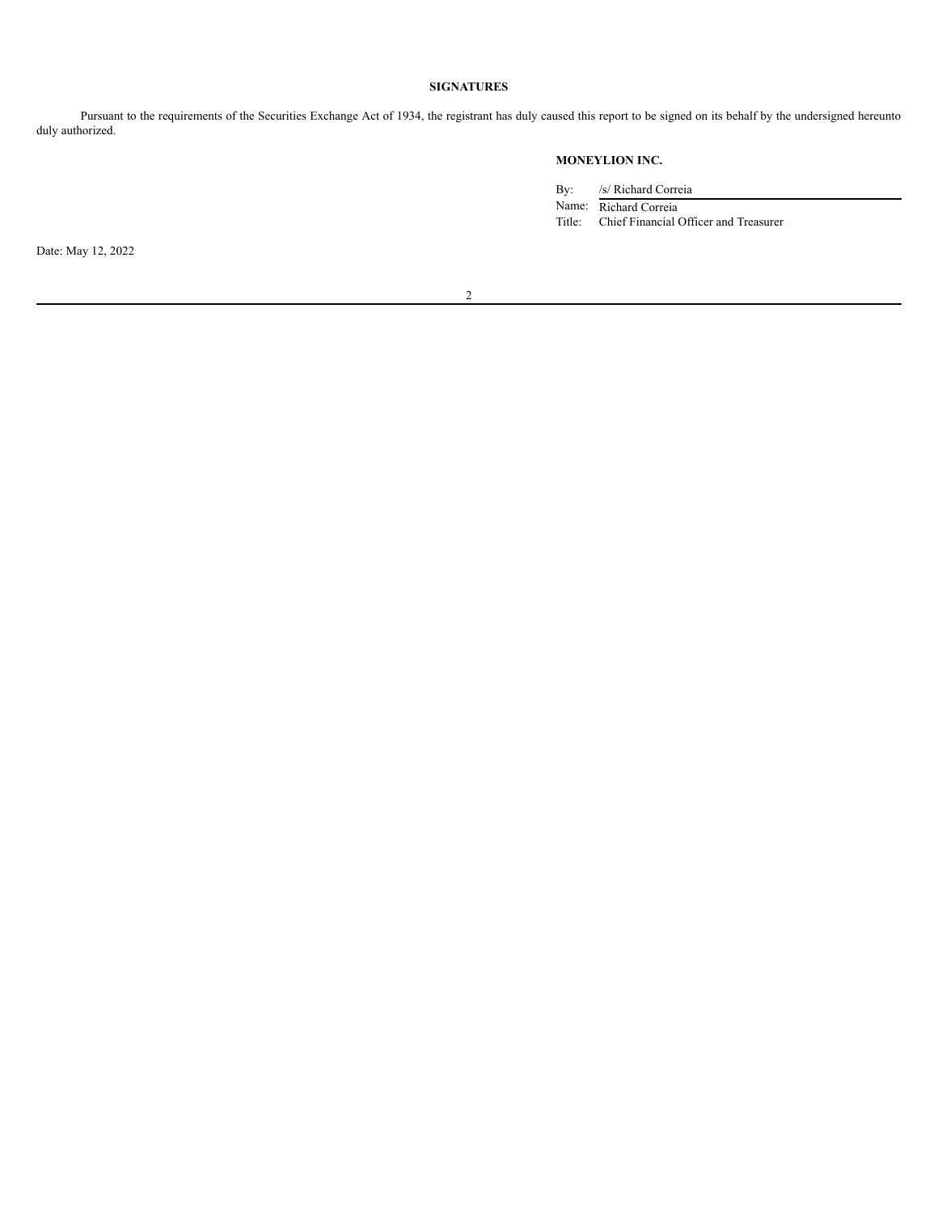**SIGNATURES**

Pursuant to the requirements of the Securities Exchange Act of 1934, the registrant has duly caused this report to be signed on its behalf by the undersigned hereunto duly authorized.

**MONEYLION INC.**

By: /s/ Richard Correia
Name: Richard Correia
Title: Chief Financial Officer and Treasurer

Date: May 12, 2022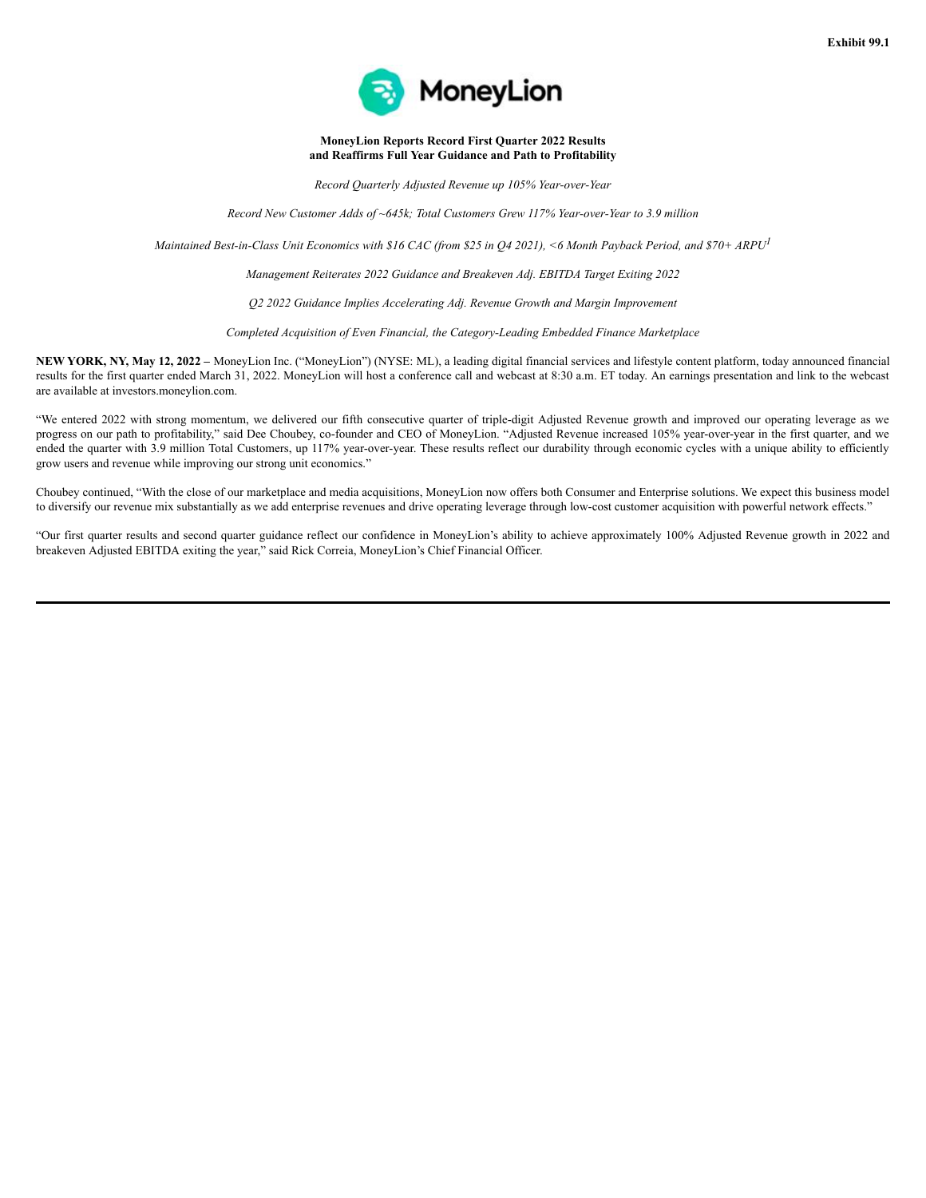Exhibit 99.1

MoneyLion

**MoneyLion Reports Record First Quarter 2022 Results and Reaffirms Full Year Guidance and Path to Profitability**

*Record Quarterly Adjusted Revenue up 105% Year-over-Year*

*Record New Customer Adds of ~645k; Total Customers Grew 117% Year-over-Year to 3.9 million*

*Maintained Best-in-Class Unit Economics with $16 CAC (from $25 in Q4 2021), <6 Month Payback Period, and $70+ ARPU[1]*

*Management Reiterates 2022 Guidance and Breakeven Adj. EBITDA Target Exiting 2022*

*Q2 2022 Guidance Implies Accelerating Adj. Revenue Growth and Margin Improvement*

*Completed Acquisition of Even Financial, the Category-Leading Embedded Finance Marketplace*

**NEW YORK, NY, May 12, 2022 –** MoneyLion Inc. ("MoneyLion") (NYSE: ML), a leading digital financial services and lifestyle content platform, today announced financial results for the first quarter ended March 31, 2022. MoneyLion will host a conference call and webcast at 8:30 a.m. ET today. An earnings presentation and link to the webcast are available at investors.moneylion.com.

"We entered 2022 with strong momentum, we delivered our fifth consecutive quarter of triple-digit Adjusted Revenue growth and improved our operating leverage as we progress on our path to profitability," said Dee Choubey, co-founder and CEO of MoneyLion. "Adjusted Revenue increased 105% year-over-year in the first quarter, and we ended the quarter with 3.9 million Total Customers, up 117% year-over-year. These results reflect our durability through economic cycles with a unique ability to efficiently grow users and revenue while improving our strong unit economics."

Choubey continued, "With the close of our marketplace and media acquisitions, MoneyLion now offers both Consumer and Enterprise solutions. We expect this business model to diversify our revenue mix substantially as we add enterprise revenues and drive operating leverage through low-cost customer acquisition with powerful network effects."

"Our first quarter results and second quarter guidance reflect our confidence in MoneyLion's ability to achieve approximately 100% Adjusted Revenue growth in 2022 and breakeven Adjusted EBITDA exiting the year," said Rick Correia, MoneyLion's Chief Financial Officer.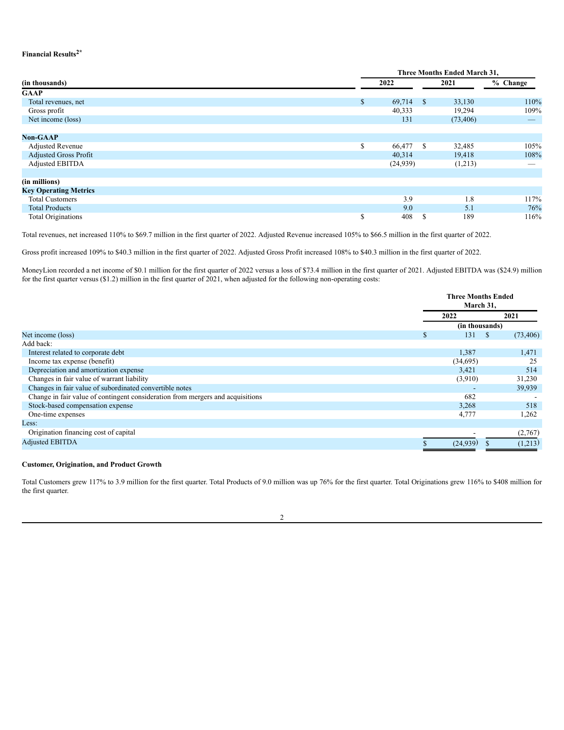**Financial Results[2*]**

| (in thousands) | Three Months Ended March 31, 2022 | 2021 | % Change |
|---|---|---|---|
| **GAAP** | | | |
| Total revenues, net | $ 69,714 | $ 33,130 | 110% |
| Gross profit | 40,333 | 19,294 | 109% |
| Net income (loss) | 131 | (73,406) | — |
| | | | |
| **Non-GAAP** | | | |
| Adjusted Revenue | $ 66,477 | $ 32,485 | 105% |
| Adjusted Gross Profit | 40,314 | 19,418 | 108% |
| Adjusted EBITDA | (24,939) | (1,213) | — |
| | | | |
| **(in millions)** | | | |
| **Key Operating Metrics** | | | |
| Total Customers | 3.9 | 1.8 | 117% |
| Total Products | 9.0 | 5.1 | 76% |
| Total Originations | $ 408 | $ 189 | 116% |

Total revenues, net increased 110% to $69.7 million in the first quarter of 2022. Adjusted Revenue increased 105% to $66.5 million in the first quarter of 2022.

Gross profit increased 109% to $40.3 million in the first quarter of 2022. Adjusted Gross Profit increased 108% to $40.3 million in the first quarter of 2022.

MoneyLion recorded a net income of $0.1 million for the first quarter of 2022 versus a loss of $73.4 million in the first quarter of 2021. Adjusted EBITDA was ($24.9) million for the first quarter versus ($1.2) million in the first quarter of 2021, when adjusted for the following non-operating costs:

| | Three Months Ended March 31, 2022 | 2021 |
|---|---|---|
| | (in thousands) | |
| Net income (loss) | $ 131 | $ (73,406) |
| Add back: | | |
| Interest related to corporate debt | 1,387 | 1,471 |
| Income tax expense (benefit) | (34,695) | 25 |
| Depreciation and amortization expense | 3,421 | 514 |
| Changes in fair value of warrant liability | (3,910) | 31,230 |
| Changes in fair value of subordinated convertible notes | - | 39,939 |
| Change in fair value of contingent consideration from mergers and acquisitions | 682 | - |
| Stock-based compensation expense | 3,268 | 518 |
| One-time expenses | 4,777 | 1,262 |
| Less: | | |
| Origination financing cost of capital | - | (2,767) |
| Adjusted EBITDA | $ (24,939) | $ (1,213) |

**Customer, Origination, and Product Growth**

Total Customers grew 117% to 3.9 million for the first quarter. Total Products of 9.0 million was up 76% for the first quarter. Total Originations grew 116% to $408 million for the first quarter.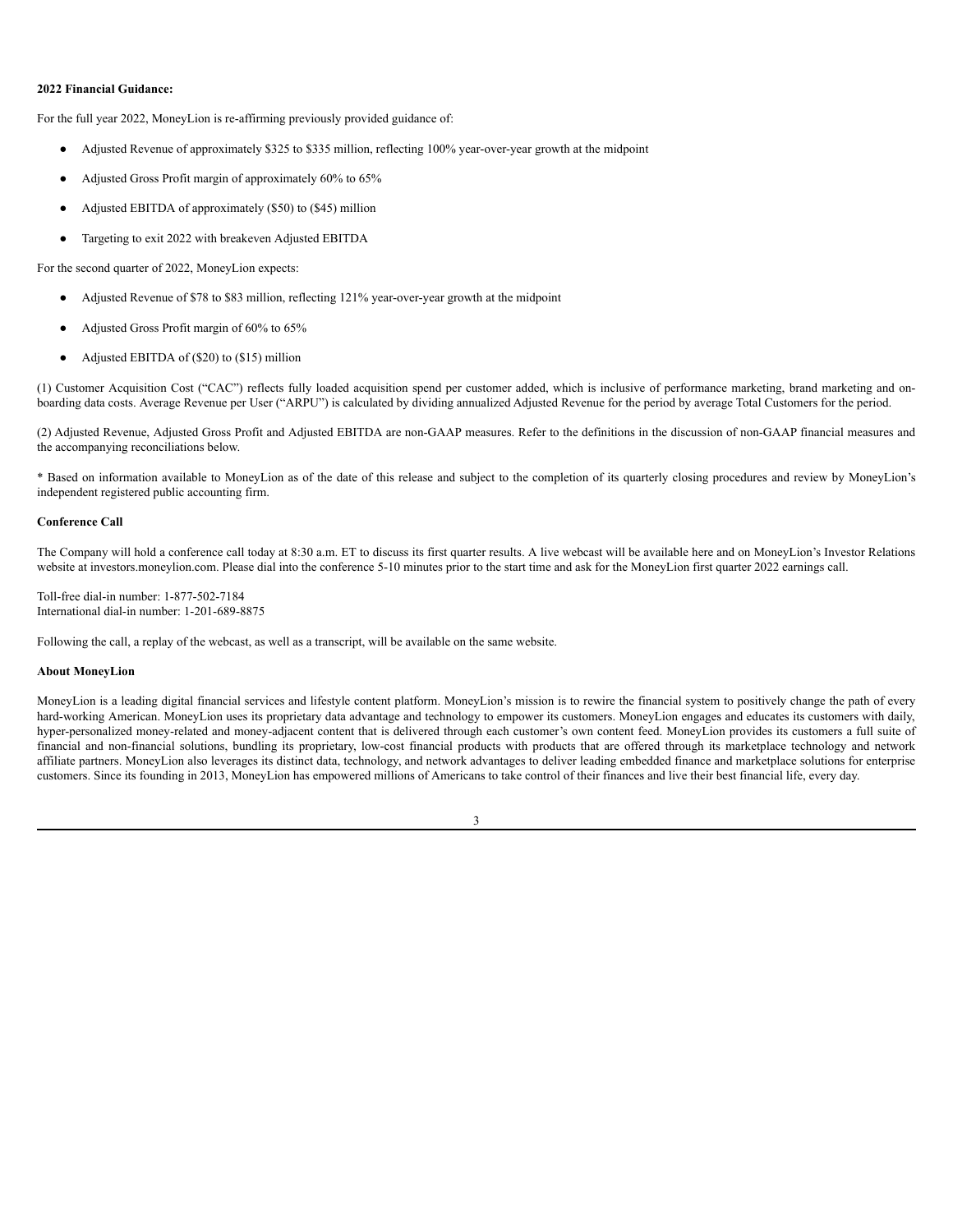**2022 Financial Guidance:**

For the full year 2022, MoneyLion is re-affirming previously provided guidance of:

- Adjusted Revenue of approximately $325 to $335 million, reflecting 100% year-over-year growth at the midpoint
- Adjusted Gross Profit margin of approximately 60% to 65%
- Adjusted EBITDA of approximately ($50) to ($45) million
- Targeting to exit 2022 with breakeven Adjusted EBITDA

For the second quarter of 2022, MoneyLion expects:

- Adjusted Revenue of $78 to $83 million, reflecting 121% year-over-year growth at the midpoint
- Adjusted Gross Profit margin of 60% to 65%
- Adjusted EBITDA of ($20) to ($15) million

(1) Customer Acquisition Cost ("CAC") reflects fully loaded acquisition spend per customer added, which is inclusive of performance marketing, brand marketing and on-boarding data costs. Average Revenue per User ("ARPU") is calculated by dividing annualized Adjusted Revenue for the period by average Total Customers for the period.

(2) Adjusted Revenue, Adjusted Gross Profit and Adjusted EBITDA are non-GAAP measures. Refer to the definitions in the discussion of non-GAAP financial measures and the accompanying reconciliations below.

* Based on information available to MoneyLion as of the date of this release and subject to the completion of its quarterly closing procedures and review by MoneyLion's independent registered public accounting firm.

**Conference Call**

The Company will hold a conference call today at 8:30 a.m. ET to discuss its first quarter results. A live webcast will be available here and on MoneyLion's Investor Relations website at investors.moneylion.com. Please dial into the conference 5-10 minutes prior to the start time and ask for the MoneyLion first quarter 2022 earnings call.

Toll-free dial-in number: 1-877-502-7184
International dial-in number: 1-201-689-8875

Following the call, a replay of the webcast, as well as a transcript, will be available on the same website.

**About MoneyLion**

MoneyLion is a leading digital financial services and lifestyle content platform. MoneyLion's mission is to rewire the financial system to positively change the path of every hard-working American. MoneyLion uses its proprietary data advantage and technology to empower its customers. MoneyLion engages and educates its customers with daily, hyper-personalized money-related and money-adjacent content that is delivered through each customer's own content feed. MoneyLion provides its customers a full suite of financial and non-financial solutions, bundling its proprietary, low-cost financial products with products that are offered through its marketplace technology and network affiliate partners. MoneyLion also leverages its distinct data, technology, and network advantages to deliver leading embedded finance and marketplace solutions for enterprise customers. Since its founding in 2013, MoneyLion has empowered millions of Americans to take control of their finances and live their best financial life, every day.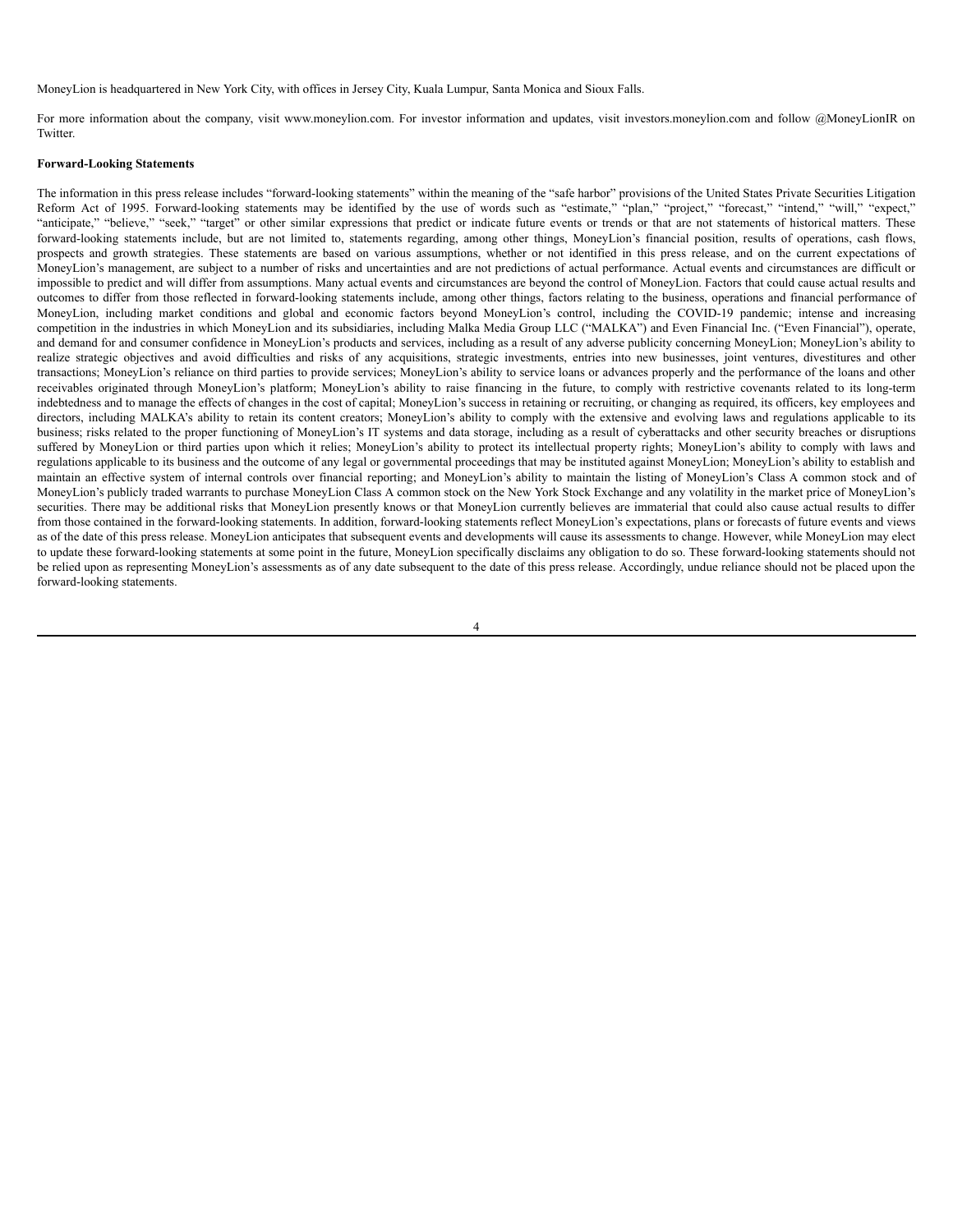MoneyLion is headquartered in New York City, with offices in Jersey City, Kuala Lumpur, Santa Monica and Sioux Falls.

For more information about the company, visit www.moneylion.com. For investor information and updates, visit investors.moneylion.com and follow @MoneyLionIR on Twitter.

**Forward-Looking Statements**

The information in this press release includes "forward-looking statements" within the meaning of the "safe harbor" provisions of the United States Private Securities Litigation Reform Act of 1995. Forward-looking statements may be identified by the use of words such as "estimate," "plan," "project," "forecast," "intend," "will," "expect," "anticipate," "believe," "seek," "target" or other similar expressions that predict or indicate future events or trends or that are not statements of historical matters. These forward-looking statements include, but are not limited to, statements regarding, among other things, MoneyLion's financial position, results of operations, cash flows, prospects and growth strategies. These statements are based on various assumptions, whether or not identified in this press release, and on the current expectations of MoneyLion's management, are subject to a number of risks and uncertainties and are not predictions of actual performance. Actual events and circumstances are difficult or impossible to predict and will differ from assumptions. Many actual events and circumstances are beyond the control of MoneyLion. Factors that could cause actual results and outcomes to differ from those reflected in forward-looking statements include, among other things, factors relating to the business, operations and financial performance of MoneyLion, including market conditions and global and economic factors beyond MoneyLion's control, including the COVID-19 pandemic; intense and increasing competition in the industries in which MoneyLion and its subsidiaries, including Malka Media Group LLC ("MALKA") and Even Financial Inc. ("Even Financial"), operate, and demand for and consumer confidence in MoneyLion's products and services, including as a result of any adverse publicity concerning MoneyLion; MoneyLion's ability to realize strategic objectives and avoid difficulties and risks of any acquisitions, strategic investments, entries into new businesses, joint ventures, divestitures and other transactions; MoneyLion's reliance on third parties to provide services; MoneyLion's ability to service loans or advances properly and the performance of the loans and other receivables originated through MoneyLion's platform; MoneyLion's ability to raise financing in the future, to comply with restrictive covenants related to its long-term indebtedness and to manage the effects of changes in the cost of capital; MoneyLion's success in retaining or recruiting, or changing as required, its officers, key employees and directors, including MALKA's ability to retain its content creators; MoneyLion's ability to comply with the extensive and evolving laws and regulations applicable to its business; risks related to the proper functioning of MoneyLion's IT systems and data storage, including as a result of cyberattacks and other security breaches or disruptions suffered by MoneyLion or third parties upon which it relies; MoneyLion's ability to protect its intellectual property rights; MoneyLion's ability to comply with laws and regulations applicable to its business and the outcome of any legal or governmental proceedings that may be instituted against MoneyLion; MoneyLion's ability to establish and maintain an effective system of internal controls over financial reporting; and MoneyLion's ability to maintain the listing of MoneyLion's Class A common stock and of MoneyLion's publicly traded warrants to purchase MoneyLion Class A common stock on the New York Stock Exchange and any volatility in the market price of MoneyLion's securities. There may be additional risks that MoneyLion presently knows or that MoneyLion currently believes are immaterial that could also cause actual results to differ from those contained in the forward-looking statements. In addition, forward-looking statements reflect MoneyLion's expectations, plans or forecasts of future events and views as of the date of this press release. MoneyLion anticipates that subsequent events and developments will cause its assessments to change. However, while MoneyLion may elect to update these forward-looking statements at some point in the future, MoneyLion specifically disclaims any obligation to do so. These forward-looking statements should not be relied upon as representing MoneyLion's assessments as of any date subsequent to the date of this press release. Accordingly, undue reliance should not be placed upon the forward-looking statements.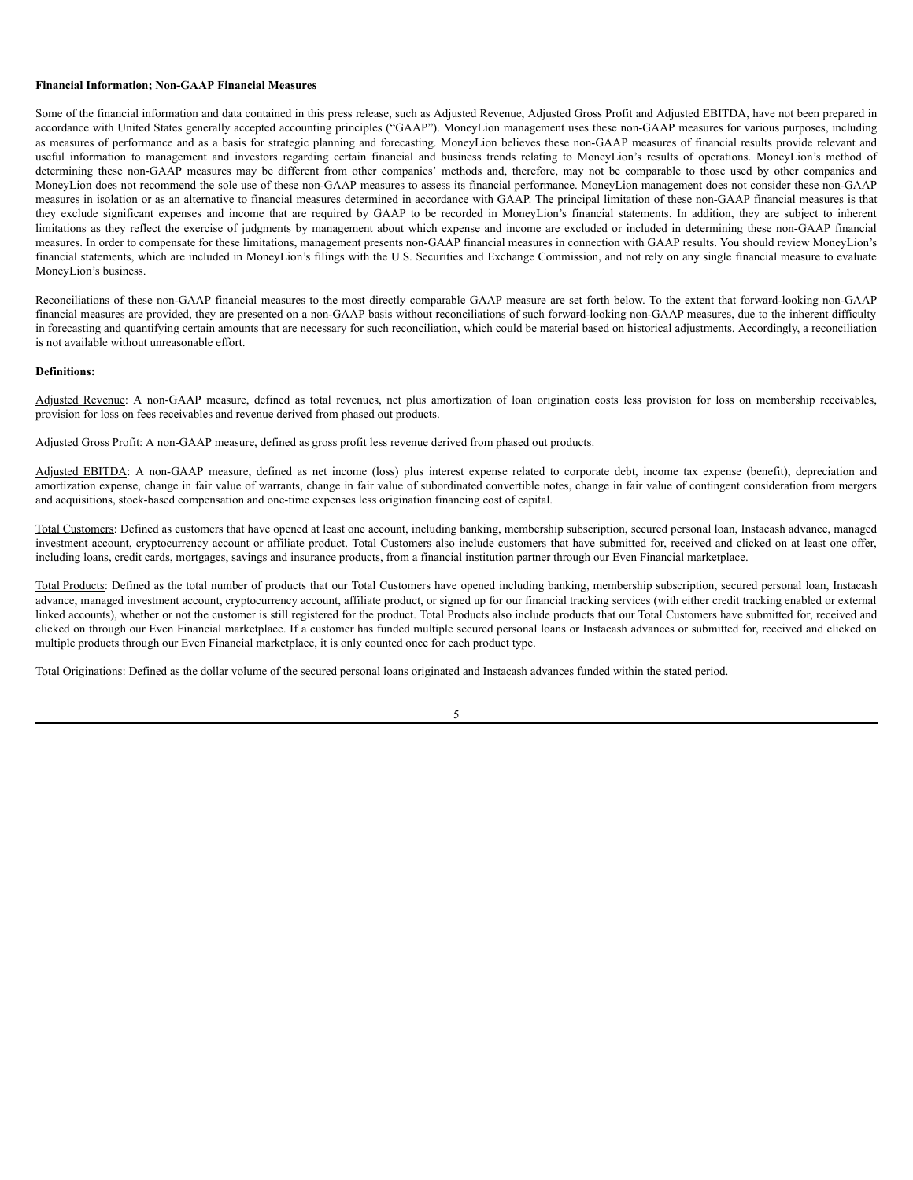**Financial Information; Non-GAAP Financial Measures**

Some of the financial information and data contained in this press release, such as Adjusted Revenue, Adjusted Gross Profit and Adjusted EBITDA, have not been prepared in accordance with United States generally accepted accounting principles ("GAAP"). MoneyLion management uses these non-GAAP measures for various purposes, including as measures of performance and as a basis for strategic planning and forecasting. MoneyLion believes these non-GAAP measures of financial results provide relevant and useful information to management and investors regarding certain financial and business trends relating to MoneyLion's results of operations. MoneyLion's method of determining these non-GAAP measures may be different from other companies' methods and, therefore, may not be comparable to those used by other companies and MoneyLion does not recommend the sole use of these non-GAAP measures to assess its financial performance. MoneyLion management does not consider these non-GAAP measures in isolation or as an alternative to financial measures determined in accordance with GAAP. The principal limitation of these non-GAAP financial measures is that they exclude significant expenses and income that are required by GAAP to be recorded in MoneyLion's financial statements. In addition, they are subject to inherent limitations as they reflect the exercise of judgments by management about which expense and income are excluded or included in determining these non-GAAP financial measures. In order to compensate for these limitations, management presents non-GAAP financial measures in connection with GAAP results. You should review MoneyLion's financial statements, which are included in MoneyLion's filings with the U.S. Securities and Exchange Commission, and not rely on any single financial measure to evaluate MoneyLion's business.

Reconciliations of these non-GAAP financial measures to the most directly comparable GAAP measure are set forth below. To the extent that forward-looking non-GAAP financial measures are provided, they are presented on a non-GAAP basis without reconciliations of such forward-looking non-GAAP measures, due to the inherent difficulty in forecasting and quantifying certain amounts that are necessary for such reconciliation, which could be material based on historical adjustments. Accordingly, a reconciliation is not available without unreasonable effort.

**Definitions:**

Adjusted Revenue: A non-GAAP measure, defined as total revenues, net plus amortization of loan origination costs less provision for loss on membership receivables, provision for loss on fees receivables and revenue derived from phased out products.

Adjusted Gross Profit: A non-GAAP measure, defined as gross profit less revenue derived from phased out products.

Adjusted EBITDA: A non-GAAP measure, defined as net income (loss) plus interest expense related to corporate debt, income tax expense (benefit), depreciation and amortization expense, change in fair value of warrants, change in fair value of subordinated convertible notes, change in fair value of contingent consideration from mergers and acquisitions, stock-based compensation and one-time expenses less origination financing cost of capital.

Total Customers: Defined as customers that have opened at least one account, including banking, membership subscription, secured personal loan, Instacash advance, managed investment account, cryptocurrency account or affiliate product. Total Customers also include customers that have submitted for, received and clicked on at least one offer, including loans, credit cards, mortgages, savings and insurance products, from a financial institution partner through our Even Financial marketplace.

Total Products: Defined as the total number of products that our Total Customers have opened including banking, membership subscription, secured personal loan, Instacash advance, managed investment account, cryptocurrency account, affiliate product, or signed up for our financial tracking services (with either credit tracking enabled or external linked accounts), whether or not the customer is still registered for the product. Total Products also include products that our Total Customers have submitted for, received and clicked on through our Even Financial marketplace. If a customer has funded multiple secured personal loans or Instacash advances or submitted for, received and clicked on multiple products through our Even Financial marketplace, it is only counted once for each product type.

Total Originations: Defined as the dollar volume of the secured personal loans originated and Instacash advances funded within the stated period.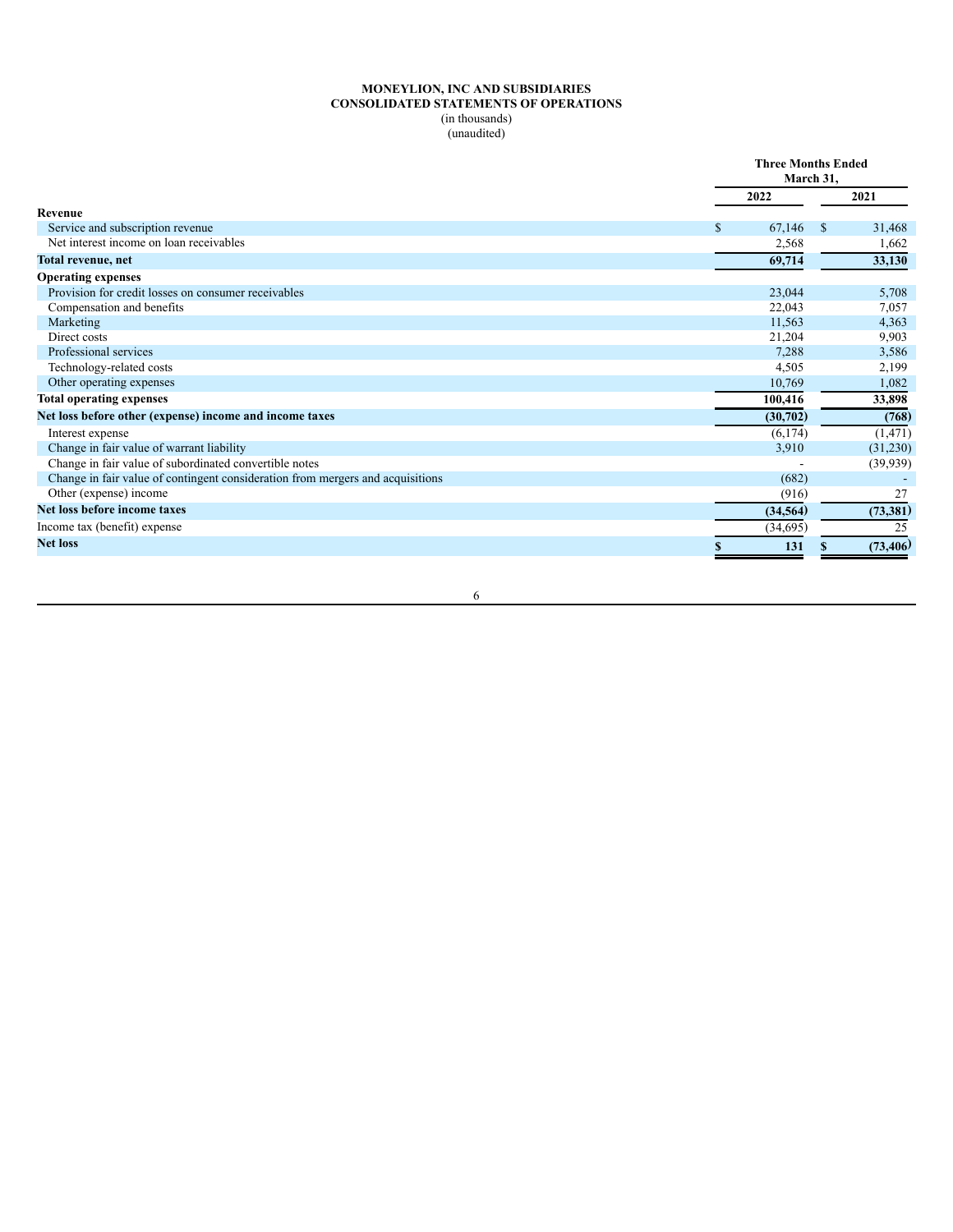**MONEYLION, INC AND SUBSIDIARIES**
**CONSOLIDATED STATEMENTS OF OPERATIONS**
(in thousands)
(unaudited)

| | Three Months Ended March 31, | |
|---|---|---|
| | 2022 | 2021 |
| **Revenue** | | |
| Service and subscription revenue | $ 67,146 | $ 31,468 |
| Net interest income on loan receivables | 2,568 | 1,662 |
| **Total revenue, net** | **69,714** | **33,130** |
| **Operating expenses** | | |
| Provision for credit losses on consumer receivables | 23,044 | 5,708 |
| Compensation and benefits | 22,043 | 7,057 |
| Marketing | 11,563 | 4,363 |
| Direct costs | 21,204 | 9,903 |
| Professional services | 7,288 | 3,586 |
| Technology-related costs | 4,505 | 2,199 |
| Other operating expenses | 10,769 | 1,082 |
| **Total operating expenses** | **100,416** | **33,898** |
| **Net loss before other (expense) income and income taxes** | **(30,702)** | **(768)** |
| Interest expense | (6,174) | (1,471) |
| Change in fair value of warrant liability | 3,910 | (31,230) |
| Change in fair value of subordinated convertible notes | - | (39,939) |
| Change in fair value of contingent consideration from mergers and acquisitions | (682) | - |
| Other (expense) income | (916) | 27 |
| **Net loss before income taxes** | **(34,564)** | **(73,381)** |
| Income tax (benefit) expense | (34,695) | 25 |
| **Net loss** | **$ 131** | **$ (73,406)** |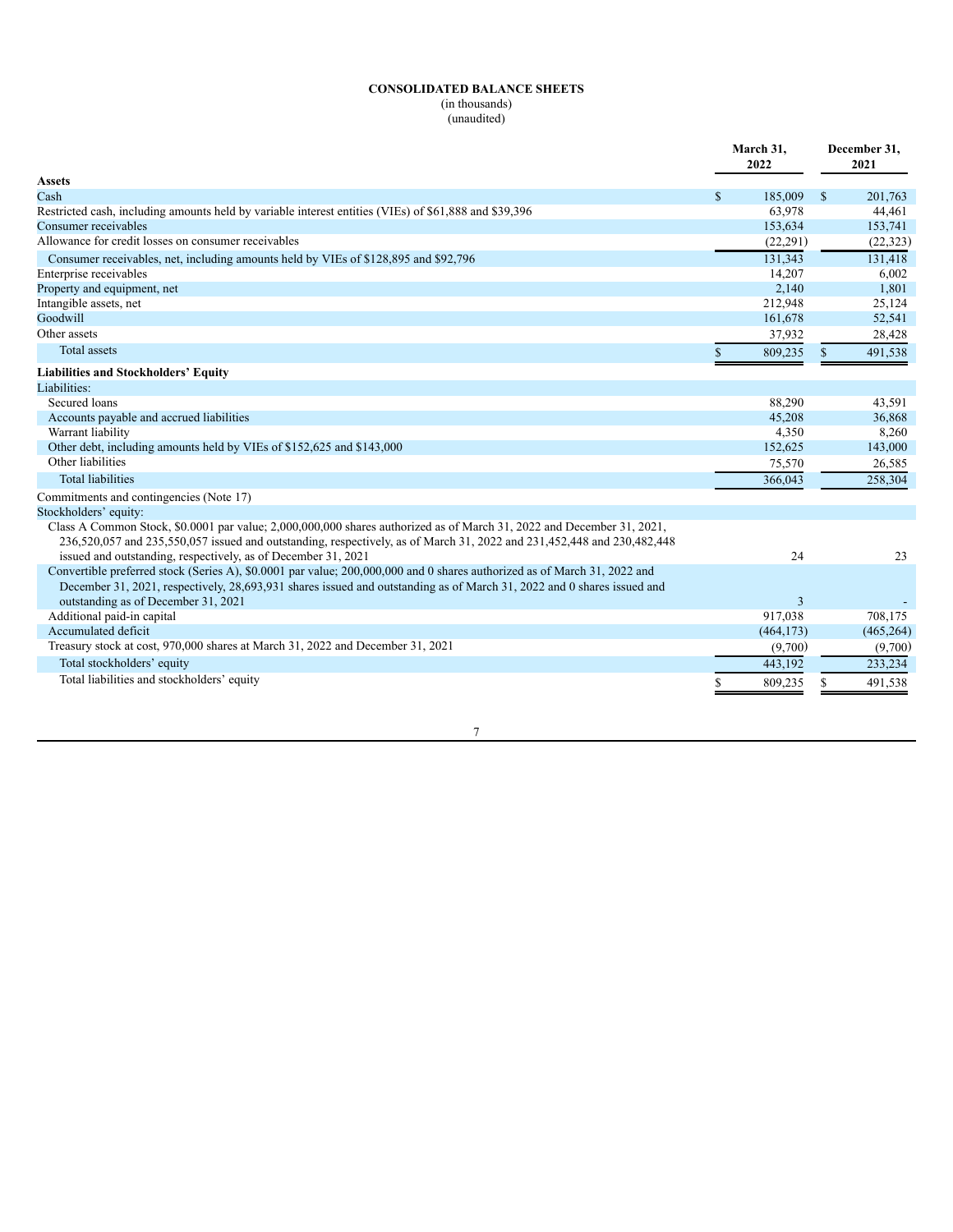**CONSOLIDATED BALANCE SHEETS**
(in thousands)
(unaudited)

| | March 31, 2022 | December 31, 2021 |
|---|---|---|
| **Assets** | | |
| Cash | $ 185,009 | $ 201,763 |
| Restricted cash, including amounts held by variable interest entities (VIEs) of $61,888 and $39,396 | 63,978 | 44,461 |
| Consumer receivables | 153,634 | 153,741 |
| Allowance for credit losses on consumer receivables | (22,291) | (22,323) |
| Consumer receivables, net, including amounts held by VIEs of $128,895 and $92,796 | 131,343 | 131,418 |
| Enterprise receivables | 14,207 | 6,002 |
| Property and equipment, net | 2,140 | 1,801 |
| Intangible assets, net | 212,948 | 25,124 |
| Goodwill | 161,678 | 52,541 |
| Other assets | 37,932 | 28,428 |
| Total assets | $ 809,235 | $ 491,538 |
| **Liabilities and Stockholders' Equity** | | |
| Liabilities: | | |
| Secured loans | 88,290 | 43,591 |
| Accounts payable and accrued liabilities | 45,208 | 36,868 |
| Warrant liability | 4,350 | 8,260 |
| Other debt, including amounts held by VIEs of $152,625 and $143,000 | 152,625 | 143,000 |
| Other liabilities | 75,570 | 26,585 |
| Total liabilities | 366,043 | 258,304 |
| Commitments and contingencies (Note 17) | | |
| Stockholders' equity: | | |
| Class A Common Stock, $0.0001 par value; 2,000,000,000 shares authorized as of March 31, 2022 and December 31, 2021, 236,520,057 and 235,550,057 issued and outstanding, respectively, as of March 31, 2022 and 231,452,448 and 230,482,448 issued and outstanding, respectively, as of December 31, 2021 | 24 | 23 |
| Convertible preferred stock (Series A), $0.0001 par value; 200,000,000 and 0 shares authorized as of March 31, 2022 and December 31, 2021, respectively, 28,693,931 shares issued and outstanding as of March 31, 2022 and 0 shares issued and outstanding as of December 31, 2021 | 3 | - |
| Additional paid-in capital | 917,038 | 708,175 |
| Accumulated deficit | (464,173) | (465,264) |
| Treasury stock at cost, 970,000 shares at March 31, 2022 and December 31, 2021 | (9,700) | (9,700) |
| Total stockholders' equity | 443,192 | 233,234 |
| Total liabilities and stockholders' equity | $ 809,235 | $ 491,538 |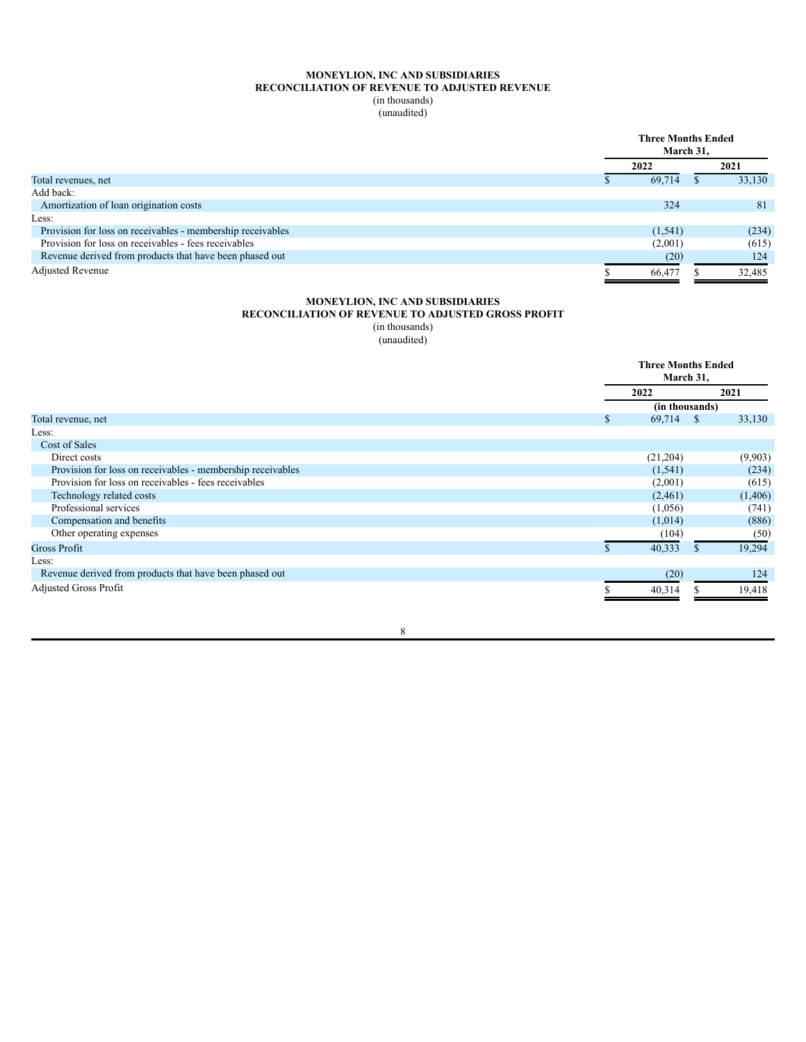**MONEYLION, INC AND SUBSIDIARIES**
**RECONCILIATION OF REVENUE TO ADJUSTED REVENUE**
(in thousands)
(unaudited)

| | Three Months Ended March 31, | |
|---|---|---|
| | 2022 | 2021 |
| Total revenues, net | $ 69,714 | $ 33,130 |
| Add back: | | |
| Amortization of loan origination costs | 324 | 81 |
| Less: | | |
| Provision for loss on receivables - membership receivables | (1,541) | (234) |
| Provision for loss on receivables - fees receivables | (2,001) | (615) |
| Revenue derived from products that have been phased out | (20) | 124 |
| Adjusted Revenue | $ 66,477 | $ 32,485 |

**MONEYLION, INC AND SUBSIDIARIES**
**RECONCILIATION OF REVENUE TO ADJUSTED GROSS PROFIT**
(in thousands)
(unaudited)

| | Three Months Ended March 31, | |
|---|---|---|
| | 2022 | 2021 |
| | (in thousands) | |
| Total revenue, net | $ 69,714 | $ 33,130 |
| Less: | | |
| Cost of Sales | | |
| Direct costs | (21,204) | (9,903) |
| Provision for loss on receivables - membership receivables | (1,541) | (234) |
| Provision for loss on receivables - fees receivables | (2,001) | (615) |
| Technology related costs | (2,461) | (1,406) |
| Professional services | (1,056) | (741) |
| Compensation and benefits | (1,014) | (886) |
| Other operating expenses | (104) | (50) |
| Gross Profit | $ 40,333 | $ 19,294 |
| Less: | | |
| Revenue derived from products that have been phased out | (20) | 124 |
| Adjusted Gross Profit | $ 40,314 | $ 19,418 |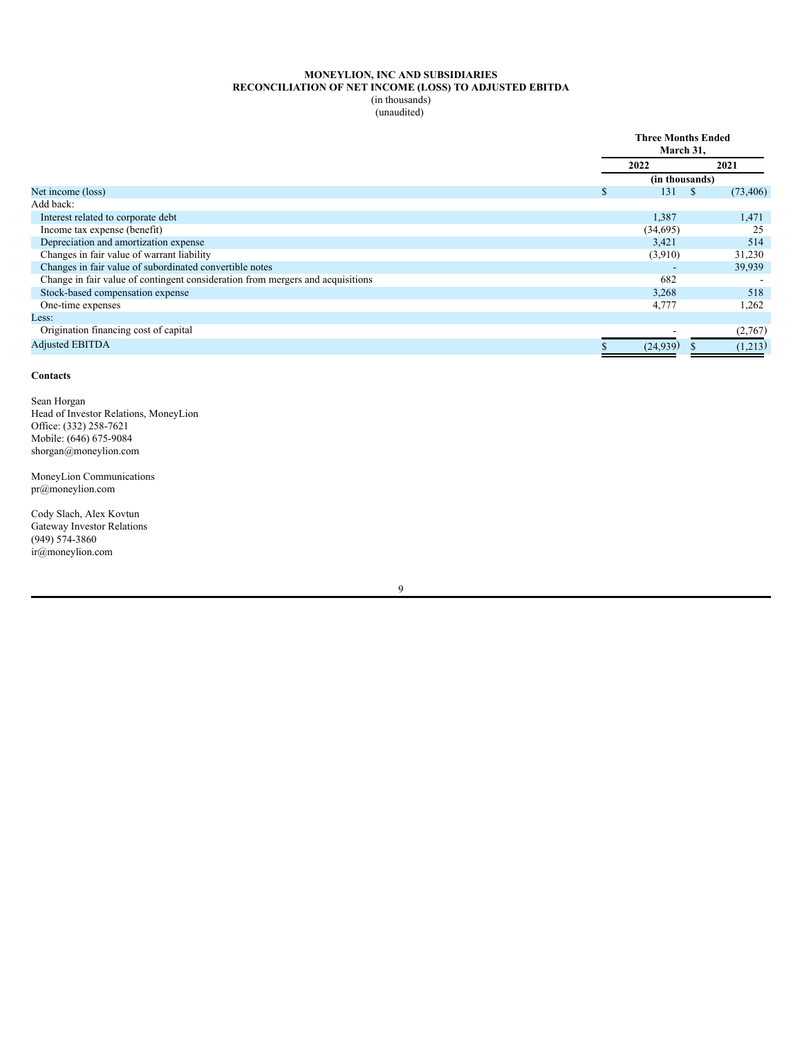**MONEYLION, INC AND SUBSIDIARIES**
**RECONCILIATION OF NET INCOME (LOSS) TO ADJUSTED EBITDA**
(in thousands)
(unaudited)

| | Three Months Ended March 31, | |
|---|---|---|
| | 2022 | 2021 |
| | (in thousands) | |
| Net income (loss) | $ 131 | $ (73,406) |
| Add back: | | |
| Interest related to corporate debt | 1,387 | 1,471 |
| Income tax expense (benefit) | (34,695) | 25 |
| Depreciation and amortization expense | 3,421 | 514 |
| Changes in fair value of warrant liability | (3,910) | 31,230 |
| Changes in fair value of subordinated convertible notes | - | 39,939 |
| Change in fair value of contingent consideration from mergers and acquisitions | 682 | - |
| Stock-based compensation expense | 3,268 | 518 |
| One-time expenses | 4,777 | 1,262 |
| Less: | | |
| Origination financing cost of capital | - | (2,767) |
| Adjusted EBITDA | $ (24,939) | $ (1,213) |

**Contacts**

Sean Horgan
Head of Investor Relations, MoneyLion
Office: (332) 258-7621
Mobile: (646) 675-9084
shorgan@moneylion.com

MoneyLion Communications
pr@moneylion.com

Cody Slach, Alex Kovtun
Gateway Investor Relations
(949) 574-3860
ir@moneylion.com